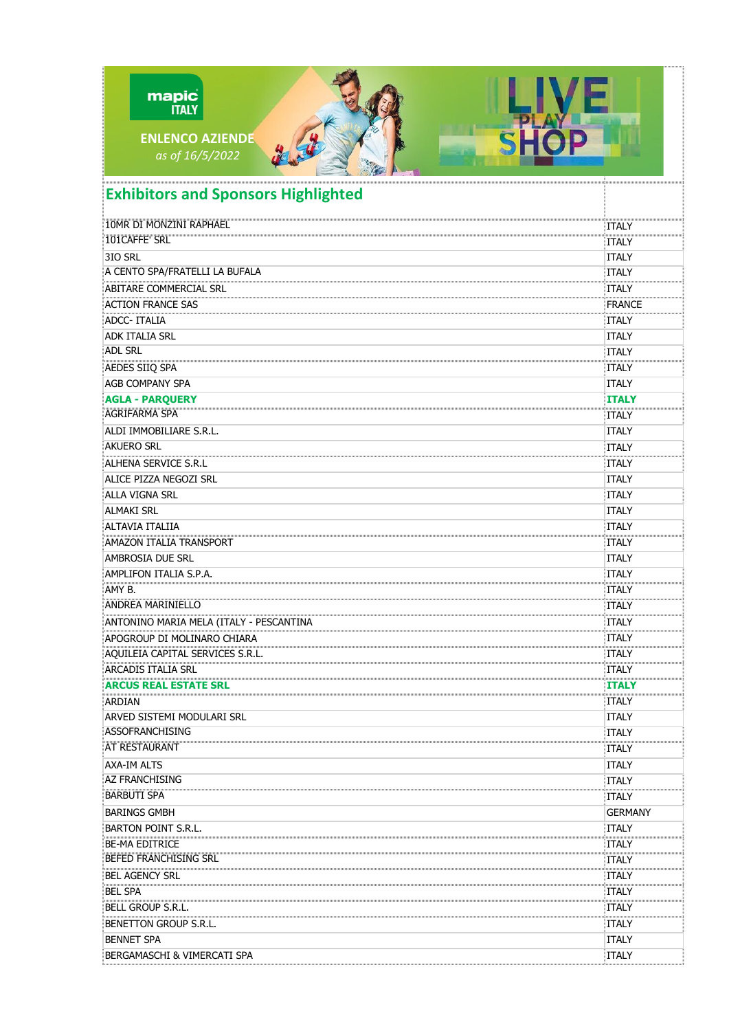mapic ITALY

**ENLENCO AZIENDE**
*as of 16/5/2022*

## Exhibitors and Sponsors Highlighted

| | |
|---|---|
| 10MR DI MONZINI RAPHAEL | ITALY |
| 101CAFFE' SRL | ITALY |
| 3IO SRL | ITALY |
| A CENTO SPA/FRATELLI LA BUFALA | ITALY |
| ABITARE COMMERCIAL SRL | ITALY |
| ACTION FRANCE SAS | FRANCE |
| ADCC- ITALIA | ITALY |
| ADK ITALIA SRL | ITALY |
| ADL SRL | ITALY |
| AEDES SIIQ SPA | ITALY |
| AGB COMPANY SPA | ITALY |
| **AGLA - PARQUERY** | **ITALY** |
| AGRIFARMA SPA | ITALY |
| ALDI IMMOBILIARE S.R.L. | ITALY |
| AKUERO SRL | ITALY |
| ALHENA SERVICE S.R.L | ITALY |
| ALICE PIZZA NEGOZI SRL | ITALY |
| ALLA VIGNA SRL | ITALY |
| ALMAKI SRL | ITALY |
| ALTAVIA ITALIIA | ITALY |
| AMAZON ITALIA TRANSPORT | ITALY |
| AMBROSIA DUE SRL | ITALY |
| AMPLIFON ITALIA S.P.A. | ITALY |
| AMY B. | ITALY |
| ANDREA MARINIELLO | ITALY |
| ANTONINO MARIA MELA (ITALY - PESCANTINA | ITALY |
| APOGROUP DI MOLINARO CHIARA | ITALY |
| AQUILEIA CAPITAL SERVICES S.R.L. | ITALY |
| ARCADIS ITALIA SRL | ITALY |
| **ARCUS REAL ESTATE SRL** | **ITALY** |
| ARDIAN | ITALY |
| ARVED SISTEMI MODULARI SRL | ITALY |
| ASSOFRANCHISING | ITALY |
| AT RESTAURANT | ITALY |
| AXA-IM ALTS | ITALY |
| AZ FRANCHISING | ITALY |
| BARBUTI SPA | ITALY |
| BARINGS GMBH | GERMANY |
| BARTON POINT S.R.L. | ITALY |
| BE-MA EDITRICE | ITALY |
| BEFED FRANCHISING SRL | ITALY |
| BEL AGENCY SRL | ITALY |
| BEL SPA | ITALY |
| BELL GROUP S.R.L. | ITALY |
| BENETTON GROUP S.R.L. | ITALY |
| BENNET SPA | ITALY |
| BERGAMASCHI & VIMERCATI SPA | ITALY |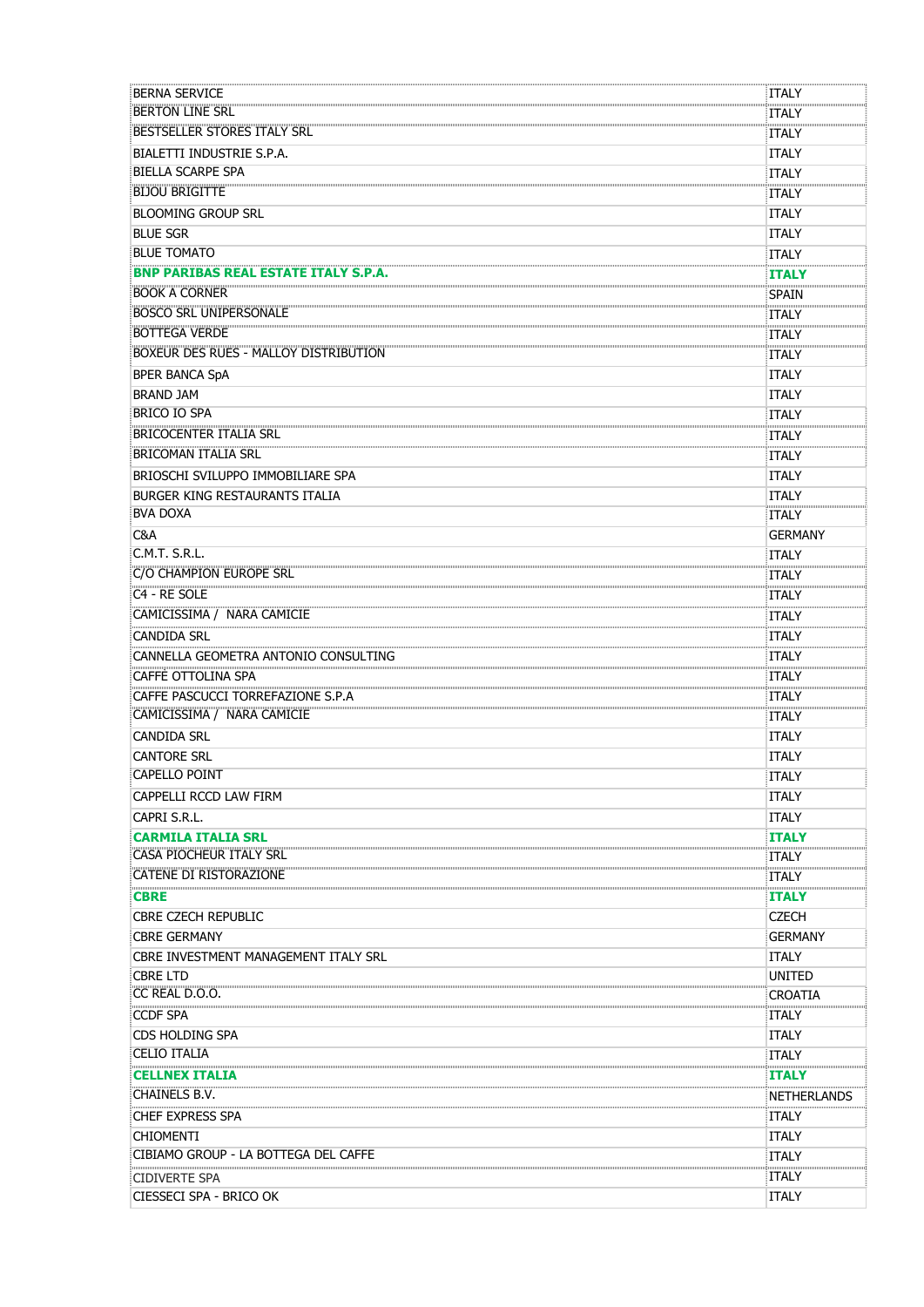| | |
|---|---|
| BERNA SERVICE | ITALY |
| BERTON LINE SRL | ITALY |
| BESTSELLER STORES ITALY SRL | ITALY |
| BIALETTI INDUSTRIE S.P.A. | ITALY |
| BIELLA SCARPE SPA | ITALY |
| BIJOU BRIGITTE | ITALY |
| BLOOMING GROUP SRL | ITALY |
| BLUE SGR | ITALY |
| BLUE TOMATO | ITALY |
| **BNP PARIBAS REAL ESTATE ITALY S.P.A.** | **ITALY** |
| BOOK A CORNER | SPAIN |
| BOSCO SRL UNIPERSONALE | ITALY |
| BOTTEGA VERDE | ITALY |
| BOXEUR DES RUES - MALLOY DISTRIBUTION | ITALY |
| BPER BANCA SpA | ITALY |
| BRAND JAM | ITALY |
| BRICO IO SPA | ITALY |
| BRICOCENTER ITALIA SRL | ITALY |
| BRICOMAN ITALIA SRL | ITALY |
| BRIOSCHI SVILUPPO IMMOBILIARE SPA | ITALY |
| BURGER KING RESTAURANTS ITALIA | ITALY |
| BVA DOXA | ITALY |
| C&A | GERMANY |
| C.M.T. S.R.L. | ITALY |
| C/O CHAMPION EUROPE SRL | ITALY |
| C4 - RE SOLE | ITALY |
| CAMICISSIMA / NARA CAMICIE | ITALY |
| CANDIDA SRL | ITALY |
| CANNELLA GEOMETRA ANTONIO CONSULTING | ITALY |
| CAFFÈ OTTOLINA SPA | ITALY |
| CAFFE PASCUCCI TORREFAZIONE S.P.A | ITALY |
| CAMICISSIMA / NARA CAMICIE | ITALY |
| CANDIDA SRL | ITALY |
| CANTORE SRL | ITALY |
| CAPELLO POINT | ITALY |
| CAPPELLI RCCD LAW FIRM | ITALY |
| CAPRI S.R.L. | ITALY |
| **CARMILA ITALIA SRL** | **ITALY** |
| CASA PIOCHEUR ITALY SRL | ITALY |
| CATENE DI RISTORAZIONE | ITALY |
| **CBRE** | **ITALY** |
| CBRE CZECH REPUBLIC | CZECH |
| CBRE GERMANY | GERMANY |
| CBRE INVESTMENT MANAGEMENT ITALY SRL | ITALY |
| CBRE LTD | UNITED |
| CC REAL D.O.O. | CROATIA |
| CCDF SPA | ITALY |
| CDS HOLDING SPA | ITALY |
| CELIO ITALIA | ITALY |
| **CELLNEX ITALIA** | **ITALY** |
| CHAINELS B.V. | NETHERLANDS |
| CHEF EXPRESS SPA | ITALY |
| CHIOMENTI | ITALY |
| CIBIAMO GROUP - LA BOTTEGA DEL CAFFE | ITALY |
| CIDIVERTE SPA | ITALY |
| CIESSECI SPA - BRICO OK | ITALY |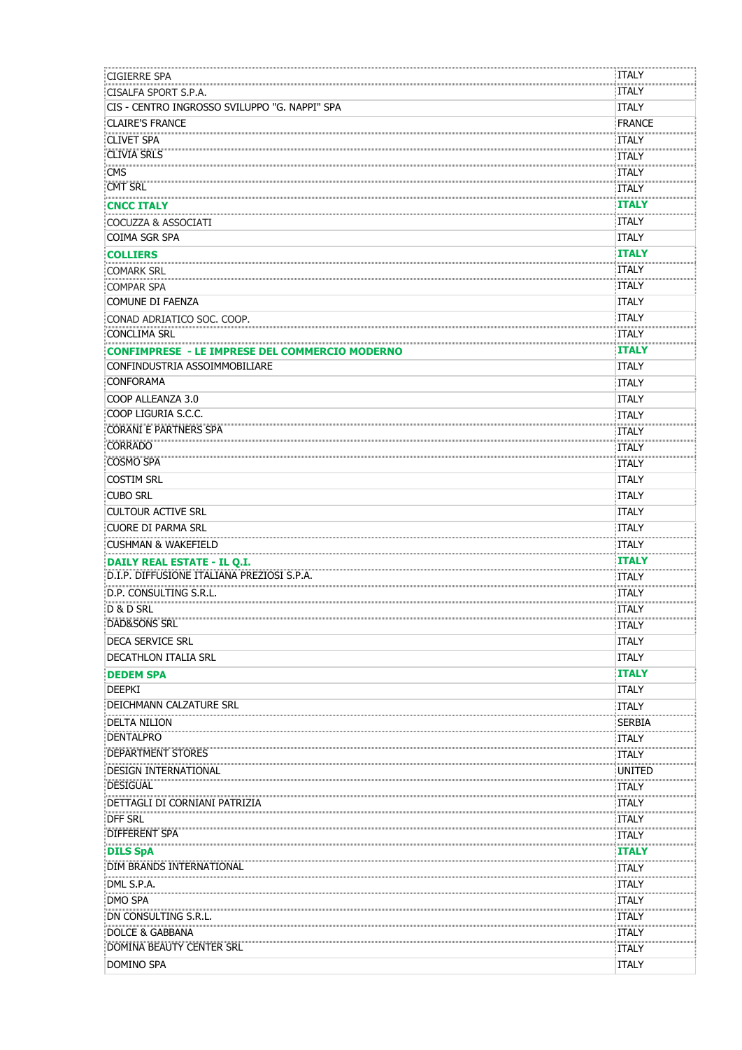| CIGIERRE SPA | ITALY |
|---|---|
| CISALFA SPORT S.P.A. | ITALY |
| CIS - CENTRO INGROSSO SVILUPPO "G. NAPPI" SPA | ITALY |
| CLAIRE'S FRANCE | FRANCE |
| CLIVET SPA | ITALY |
| CLIVIA SRLS | ITALY |
| CMS | ITALY |
| CMT SRL | ITALY |
| **CNCC ITALY** | **ITALY** |
| COCUZZA & ASSOCIATI | ITALY |
| COIMA SGR SPA | ITALY |
| **COLLIERS** | **ITALY** |
| COMARK SRL | ITALY |
| COMPAR SPA | ITALY |
| COMUNE DI FAENZA | ITALY |
| CONAD ADRIATICO SOC. COOP. | ITALY |
| CONCLIMA SRL | ITALY |
| **CONFIMPRESE - LE IMPRESE DEL COMMERCIO MODERNO** | **ITALY** |
| CONFINDUSTRIA ASSOIMMOBILIARE | ITALY |
| CONFORAMA | ITALY |
| COOP ALLEANZA 3.0 | ITALY |
| COOP LIGURIA S.C.C. | ITALY |
| CORANI E PARTNERS SPA | ITALY |
| CORRADO | ITALY |
| COSMO SPA | ITALY |
| COSTIM SRL | ITALY |
| CUBO SRL | ITALY |
| CULTOUR ACTIVE SRL | ITALY |
| CUORE DI PARMA SRL | ITALY |
| CUSHMAN & WAKEFIELD | ITALY |
| **DAILY REAL ESTATE - IL Q.I.** | **ITALY** |
| D.I.P. DIFFUSIONE ITALIANA PREZIOSI S.P.A. | ITALY |
| D.P. CONSULTING S.R.L. | ITALY |
| D & D SRL | ITALY |
| DAD&SONS SRL | ITALY |
| DECA SERVICE SRL | ITALY |
| DECATHLON ITALIA SRL | ITALY |
| **DEDEM SPA** | **ITALY** |
| DEEPKI | ITALY |
| DEICHMANN CALZATURE SRL | ITALY |
| DELTA NILION | SERBIA |
| DENTALPRO | ITALY |
| DEPARTMENT STORES | ITALY |
| DESIGN INTERNATIONAL | UNITED |
| DESIGUAL | ITALY |
| DETTAGLI DI CORNIANI PATRIZIA | ITALY |
| DFF SRL | ITALY |
| DIFFERENT SPA | ITALY |
| **DILS SpA** | **ITALY** |
| DIM BRANDS INTERNATIONAL | ITALY |
| DML S.P.A. | ITALY |
| DMO SPA | ITALY |
| DN CONSULTING S.R.L. | ITALY |
| DOLCE & GABBANA | ITALY |
| DOMINA BEAUTY CENTER SRL | ITALY |
| DOMINO SPA | ITALY |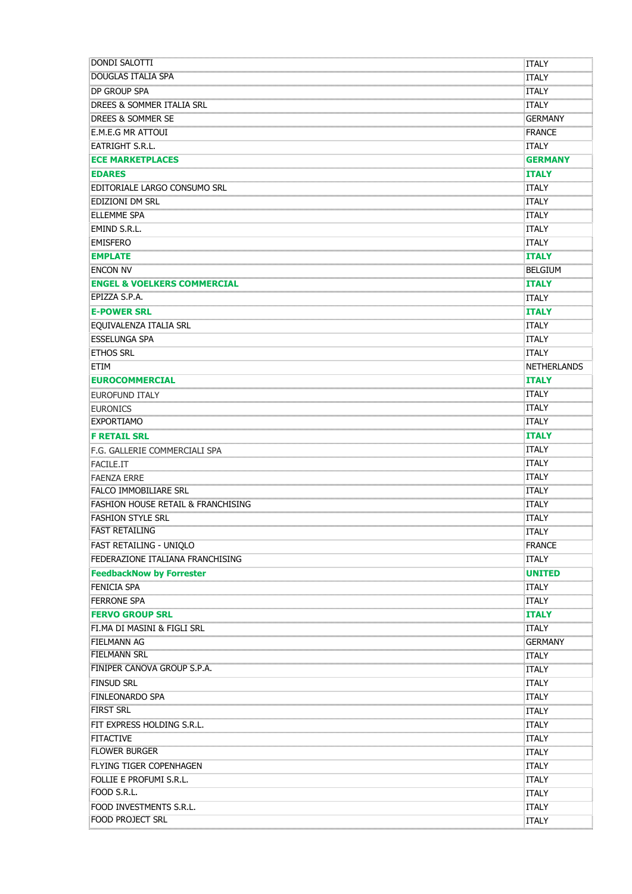| | |
|---|---|
| DONDI SALOTTI | ITALY |
| DOUGLAS ITALIA SPA | ITALY |
| DP GROUP SPA | ITALY |
| DREES & SOMMER ITALIA SRL | ITALY |
| DREES & SOMMER SE | GERMANY |
| E.M.E.G MR ATTOUI | FRANCE |
| EATRIGHT S.R.L. | ITALY |
| **ECE MARKETPLACES** | **GERMANY** |
| **EDARES** | **ITALY** |
| EDITORIALE LARGO CONSUMO SRL | ITALY |
| EDIZIONI DM SRL | ITALY |
| ELLEMME SPA | ITALY |
| EMIND S.R.L. | ITALY |
| EMISFERO | ITALY |
| **EMPLATE** | **ITALY** |
| ENCON NV | BELGIUM |
| **ENGEL & VOELKERS COMMERCIAL** | **ITALY** |
| EPIZZA S.P.A. | ITALY |
| **E-POWER SRL** | **ITALY** |
| EQUIVALENZA ITALIA SRL | ITALY |
| ESSELUNGA SPA | ITALY |
| ETHOS SRL | ITALY |
| ETIM | NETHERLANDS |
| **EUROCOMMERCIAL** | **ITALY** |
| EUROFUND ITALY | ITALY |
| EURONICS | ITALY |
| EXPORTIAMO | ITALY |
| **F RETAIL SRL** | **ITALY** |
| F.G. GALLERIE COMMERCIALI SPA | ITALY |
| FACILE.IT | ITALY |
| FAENZA ERRE | ITALY |
| FALCO IMMOBILIARE SRL | ITALY |
| FASHION HOUSE RETAIL & FRANCHISING | ITALY |
| FASHION STYLE SRL | ITALY |
| FAST RETAILING | ITALY |
| FAST RETAILING - UNIQLO | FRANCE |
| FEDERAZIONE ITALIANA FRANCHISING | ITALY |
| **FeedbackNow by Forrester** | **UNITED** |
| FENICIA SPA | ITALY |
| FERRONE SPA | ITALY |
| **FERVO GROUP SRL** | **ITALY** |
| FI.MA DI MASINI & FIGLI SRL | ITALY |
| FIELMANN AG | GERMANY |
| FIELMANN SRL | ITALY |
| FINIPER CANOVA GROUP S.P.A. | ITALY |
| FINSUD SRL | ITALY |
| FINLEONARDO SPA | ITALY |
| FIRST SRL | ITALY |
| FIT EXPRESS HOLDING S.R.L. | ITALY |
| FITACTIVE | ITALY |
| FLOWER BURGER | ITALY |
| FLYING TIGER COPENHAGEN | ITALY |
| FOLLIE E PROFUMI S.R.L. | ITALY |
| FOOD S.R.L. | ITALY |
| FOOD INVESTMENTS S.R.L. | ITALY |
| FOOD PROJECT SRL | ITALY |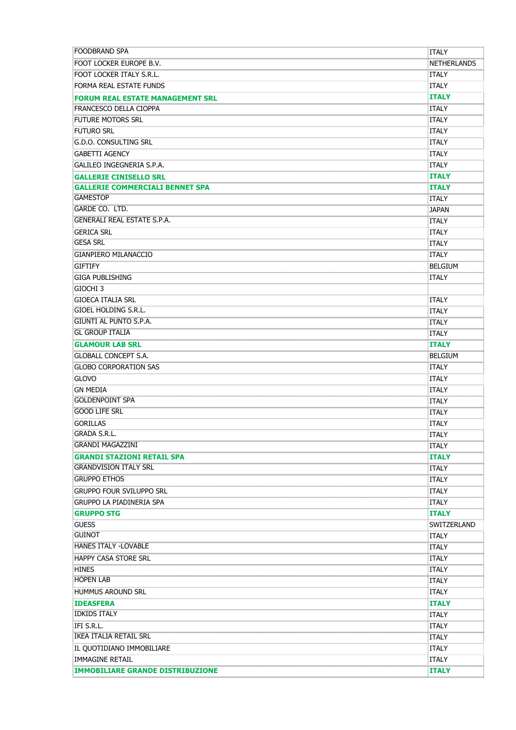| | |
|---|---|
| FOODBRAND SPA | ITALY |
| FOOT LOCKER EUROPE B.V. | NETHERLANDS |
| FOOT LOCKER ITALY S.R.L. | ITALY |
| FORMA REAL ESTATE FUNDS | ITALY |
| **FORUM REAL ESTATE MANAGEMENT SRL** | **ITALY** |
| FRANCESCO DELLA CIOPPA | ITALY |
| FUTURE MOTORS SRL | ITALY |
| FUTURO SRL | ITALY |
| G.D.O. CONSULTING SRL | ITALY |
| GABETTI AGENCY | ITALY |
| GALILEO INGEGNERIA S.P.A. | ITALY |
| **GALLERIE CINISELLO SRL** | **ITALY** |
| **GALLERIE COMMERCIALI BENNET SPA** | **ITALY** |
| GAMESTOP | ITALY |
| GARDE CO. LTD. | JAPAN |
| GENERALI REAL ESTATE S.P.A. | ITALY |
| GERICA SRL | ITALY |
| GESA SRL | ITALY |
| GIANPIERO MILANACCIO | ITALY |
| GIFTIFY | BELGIUM |
| GIGA PUBLISHING | ITALY |
| GIOCHI 3 | |
| GIOECA ITALIA SRL | ITALY |
| GIOEL HOLDING S.R.L. | ITALY |
| GIUNTI AL PUNTO S.P.A. | ITALY |
| GL GROUP ITALIA | ITALY |
| **GLAMOUR LAB SRL** | **ITALY** |
| GLOBALL CONCEPT S.A. | BELGIUM |
| GLOBO CORPORATION SAS | ITALY |
| GLOVO | ITALY |
| GN MEDIA | ITALY |
| GOLDENPOINT SPA | ITALY |
| GOOD LIFE SRL | ITALY |
| GORILLAS | ITALY |
| GRADA S.R.L. | ITALY |
| GRANDI MAGAZZINI | ITALY |
| **GRANDI STAZIONI RETAIL SPA** | **ITALY** |
| GRANDVISION ITALY SRL | ITALY |
| GRUPPO ETHOS | ITALY |
| GRUPPO FOUR SVILUPPO SRL | ITALY |
| GRUPPO LA PIADINERIA SPA | ITALY |
| **GRUPPO STG** | **ITALY** |
| GUESS | SWITZERLAND |
| GUINOT | ITALY |
| HANES ITALY -LOVABLE | ITALY |
| HAPPY CASA STORE SRL | ITALY |
| HINES | ITALY |
| HOPEN LAB | ITALY |
| HUMMUS AROUND SRL | ITALY |
| **IDEASFERA** | **ITALY** |
| IDKIDS ITALY | ITALY |
| IFI S.R.L. | ITALY |
| IKEA ITALIA RETAIL SRL | ITALY |
| IL QUOTIDIANO IMMOBILIARE | ITALY |
| IMMAGINE RETAIL | ITALY |
| **IMMOBILIARE GRANDE DISTRIBUZIONE** | **ITALY** |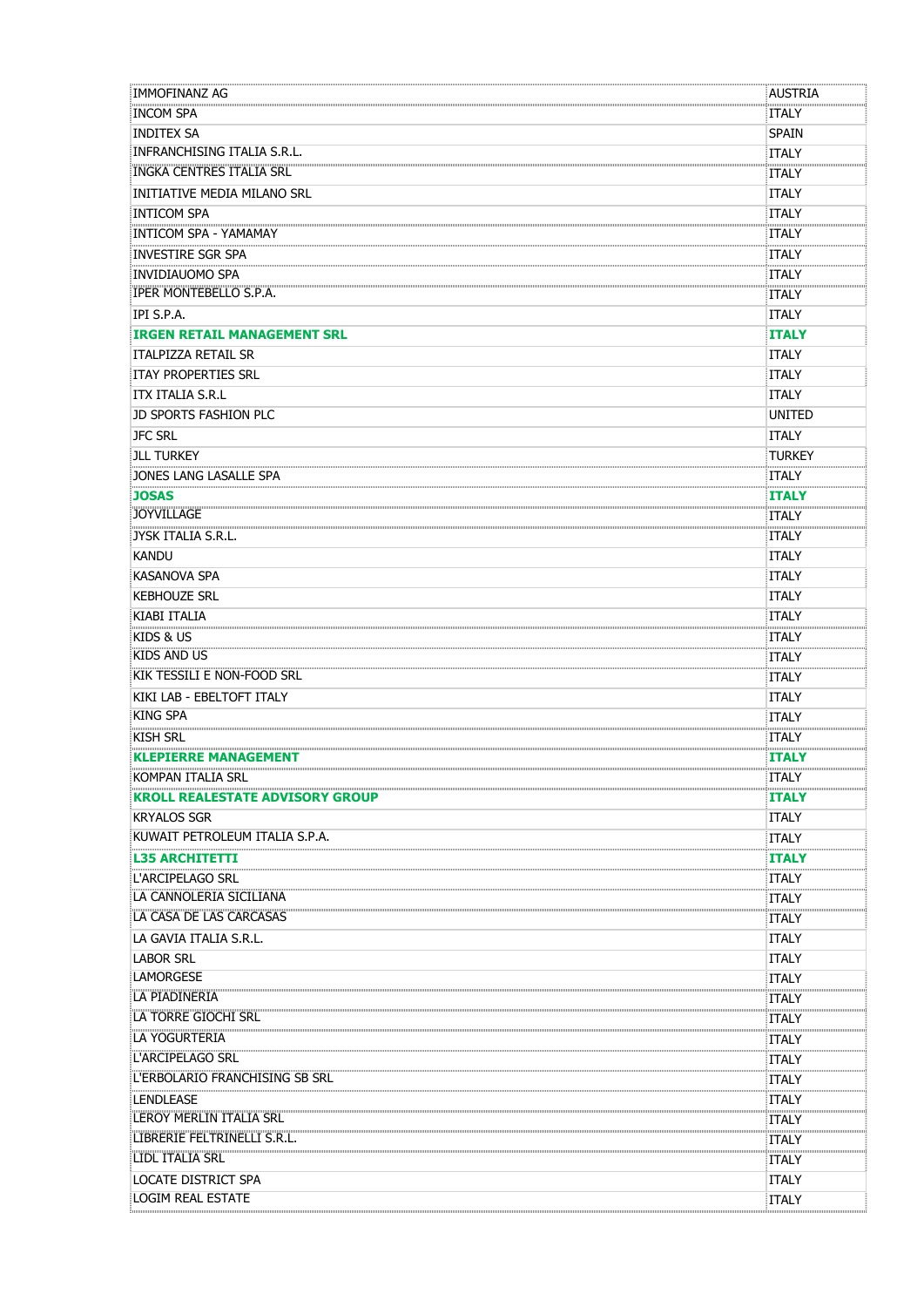| | |
|---|---|
| IMMOFINANZ AG | AUSTRIA |
| INCOM SPA | ITALY |
| INDITEX SA | SPAIN |
| INFRANCHISING ITALIA S.R.L. | ITALY |
| INGKA CENTRES ITALIA SRL | ITALY |
| INITIATIVE MEDIA MILANO SRL | ITALY |
| INTICOM SPA | ITALY |
| INTICOM SPA - YAMAMAY | ITALY |
| INVESTIRE SGR SPA | ITALY |
| INVIDIAUOMO SPA | ITALY |
| IPER MONTEBELLO S.P.A. | ITALY |
| IPI S.P.A. | ITALY |
| **IRGEN RETAIL MANAGEMENT SRL** | **ITALY** |
| ITALPIZZA RETAIL SR | ITALY |
| ITAY PROPERTIES SRL | ITALY |
| ITX ITALIA S.R.L | ITALY |
| JD SPORTS FASHION PLC | UNITED |
| JFC SRL | ITALY |
| JLL TURKEY | TURKEY |
| JONES LANG LASALLE SPA | ITALY |
| **JOSAS** | **ITALY** |
| JOYVILLAGE | ITALY |
| JYSK ITALIA S.R.L. | ITALY |
| KANDU | ITALY |
| KASANOVA SPA | ITALY |
| KEBHOUZE SRL | ITALY |
| KIABI ITALIA | ITALY |
| KIDS & US | ITALY |
| KIDS AND US | ITALY |
| KIK TESSILI E NON-FOOD SRL | ITALY |
| KIKI LAB - EBELTOFT ITALY | ITALY |
| KING SPA | ITALY |
| KISH SRL | ITALY |
| **KLEPIERRE MANAGEMENT** | **ITALY** |
| KOMPAN ITALIA SRL | ITALY |
| **KROLL REALESTATE ADVISORY GROUP** | **ITALY** |
| KRYALOS SGR | ITALY |
| KUWAIT PETROLEUM ITALIA S.P.A. | ITALY |
| **L35 ARCHITETTI** | **ITALY** |
| L'ARCIPELAGO SRL | ITALY |
| LA CANNOLERIA SICILIANA | ITALY |
| LA CASA DE LAS CARCASAS | ITALY |
| LA GAVIA ITALIA S.R.L. | ITALY |
| LABOR SRL | ITALY |
| LAMORGESE | ITALY |
| LA PIADINERIA | ITALY |
| LA TORRE GIOCHI SRL | ITALY |
| LA YOGURTERIA | ITALY |
| L'ARCIPELAGO SRL | ITALY |
| L'ERBOLARIO FRANCHISING SB SRL | ITALY |
| LENDLEASE | ITALY |
| LEROY MERLIN ITALIA SRL | ITALY |
| LIBRERIE FELTRINELLI S.R.L. | ITALY |
| LIDL ITALIA SRL | ITALY |
| LOCATE DISTRICT SPA | ITALY |
| LOGIM REAL ESTATE | ITALY |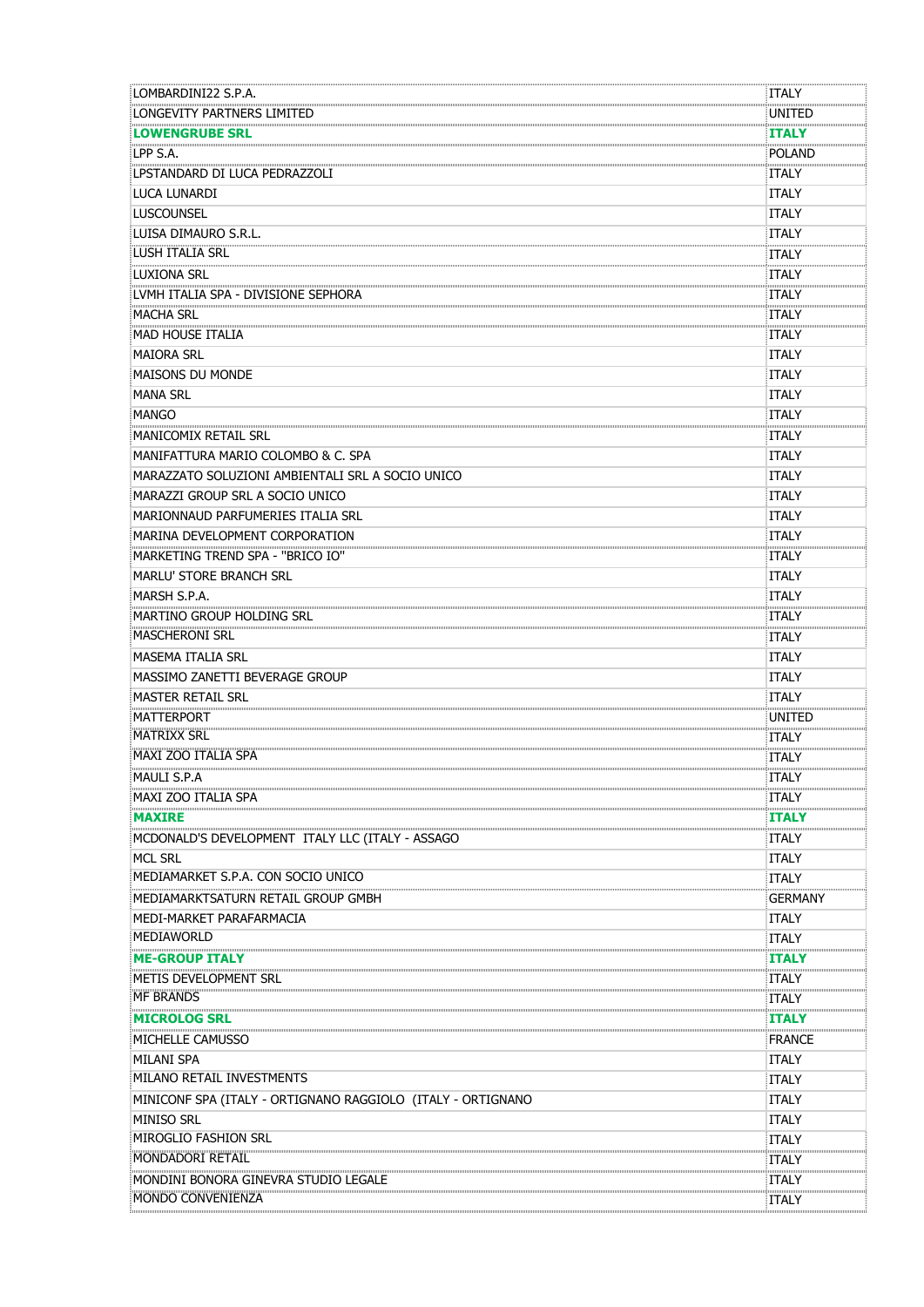| | |
|---|---|
| LOMBARDINI22 S.P.A. | ITALY |
| LONGEVITY PARTNERS LIMITED | UNITED |
| **LOWENGRUBE SRL** | **ITALY** |
| LPP S.A. | POLAND |
| LPSTANDARD DI LUCA PEDRAZZOLI | ITALY |
| LUCA LUNARDI | ITALY |
| LUSCOUNSEL | ITALY |
| LUISA DIMAURO S.R.L. | ITALY |
| LUSH ITALIA SRL | ITALY |
| LUXIONA SRL | ITALY |
| LVMH ITALIA SPA - DIVISIONE SEPHORA | ITALY |
| MACHA SRL | ITALY |
| MAD HOUSE ITALIA | ITALY |
| MAIORA SRL | ITALY |
| MAISONS DU MONDE | ITALY |
| MANA SRL | ITALY |
| MANGO | ITALY |
| MANICOMIX RETAIL SRL | ITALY |
| MANIFATTURA MARIO COLOMBO & C. SPA | ITALY |
| MARAZZATO SOLUZIONI AMBIENTALI SRL A SOCIO UNICO | ITALY |
| MARAZZI GROUP SRL A SOCIO UNICO | ITALY |
| MARIONNAUD PARFUMERIES ITALIA SRL | ITALY |
| MARINA DEVELOPMENT CORPORATION | ITALY |
| MARKETING TREND SPA - "BRICO IO" | ITALY |
| MARLU' STORE BRANCH SRL | ITALY |
| MARSH S.P.A. | ITALY |
| MARTINO GROUP HOLDING SRL | ITALY |
| MASCHERONI SRL | ITALY |
| MASEMA ITALIA SRL | ITALY |
| MASSIMO ZANETTI BEVERAGE GROUP | ITALY |
| MASTER RETAIL SRL | ITALY |
| MATTERPORT | UNITED |
| MATRIXX SRL | ITALY |
| MAXI ZOO ITALIA SPA | ITALY |
| MAULI S.P.A | ITALY |
| MAXI ZOO ITALIA SPA | ITALY |
| **MAXIRE** | **ITALY** |
| MCDONALD'S DEVELOPMENT ITALY LLC (ITALY - ASSAGO | ITALY |
| MCL SRL | ITALY |
| MEDIAMARKET S.P.A. CON SOCIO UNICO | ITALY |
| MEDIAMARKTSATURN RETAIL GROUP GMBH | GERMANY |
| MEDI-MARKET PARAFARMACIA | ITALY |
| MEDIAWORLD | ITALY |
| **ME-GROUP ITALY** | **ITALY** |
| METIS DEVELOPMENT SRL | ITALY |
| MF BRANDS | ITALY |
| **MICROLOG SRL** | **ITALY** |
| MICHELLE CAMUSSO | FRANCE |
| MILANI SPA | ITALY |
| MILANO RETAIL INVESTMENTS | ITALY |
| MINICONF SPA (ITALY - ORTIGNANO RAGGIOLO (ITALY - ORTIGNANO | ITALY |
| MINISO SRL | ITALY |
| MIROGLIO FASHION SRL | ITALY |
| MONDADORI RETAIL | ITALY |
| MONDINI BONORA GINEVRA STUDIO LEGALE | ITALY |
| MONDO CONVENIENZA | ITALY |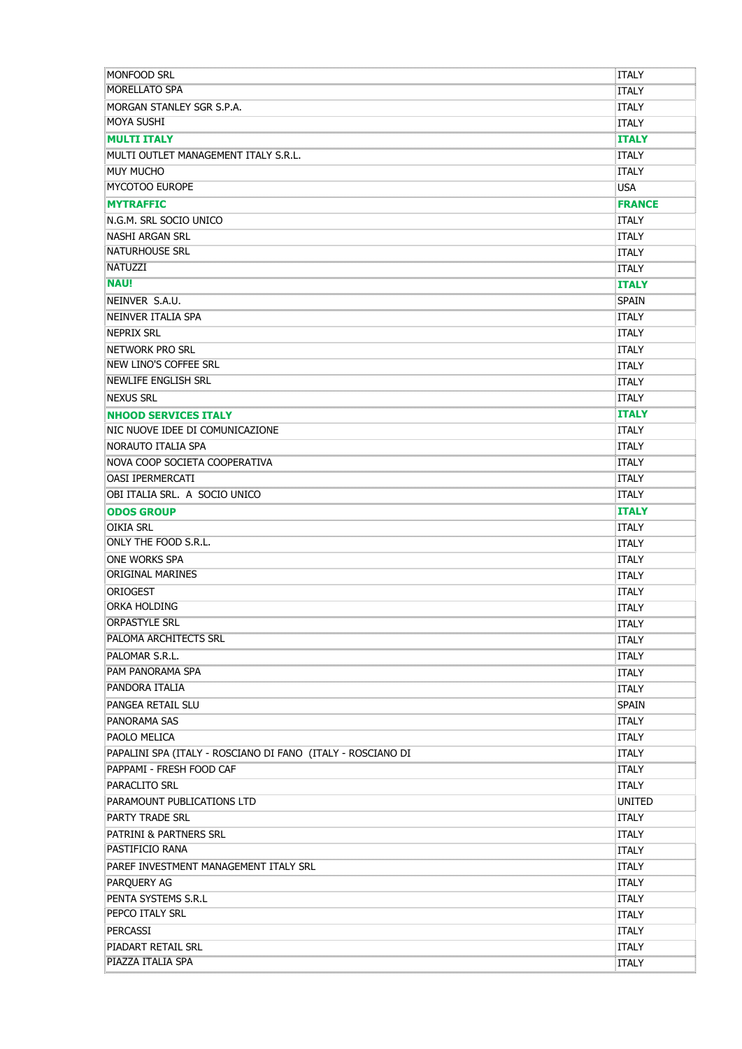| | |
|---|---|
| MONFOOD SRL | ITALY |
| MORELLATO SPA | ITALY |
| MORGAN STANLEY SGR S.P.A. | ITALY |
| MOYA SUSHI | ITALY |
| **MULTI ITALY** | **ITALY** |
| MULTI OUTLET MANAGEMENT ITALY S.R.L. | ITALY |
| MUY MUCHO | ITALY |
| MYCOTOO EUROPE | USA |
| **MYTRAFFIC** | **FRANCE** |
| N.G.M. SRL SOCIO UNICO | ITALY |
| NASHI ARGAN SRL | ITALY |
| NATURHOUSE SRL | ITALY |
| NATUZZI | ITALY |
| **NAU!** | **ITALY** |
| NEINVER S.A.U. | SPAIN |
| NEINVER ITALIA SPA | ITALY |
| NEPRIX SRL | ITALY |
| NETWORK PRO SRL | ITALY |
| NEW LINO'S COFFEE SRL | ITALY |
| NEWLIFE ENGLISH SRL | ITALY |
| NEXUS SRL | ITALY |
| **NHOOD SERVICES ITALY** | **ITALY** |
| NIC NUOVE IDEE DI COMUNICAZIONE | ITALY |
| NORAUTO ITALIA SPA | ITALY |
| NOVA COOP SOCIETA COOPERATIVA | ITALY |
| OASI IPERMERCATI | ITALY |
| OBI ITALIA SRL. A SOCIO UNICO | ITALY |
| **ODOS GROUP** | **ITALY** |
| OIKIA SRL | ITALY |
| ONLY THE FOOD S.R.L. | ITALY |
| ONE WORKS SPA | ITALY |
| ORIGINAL MARINES | ITALY |
| ORIOGEST | ITALY |
| ORKA HOLDING | ITALY |
| ORPASTYLE SRL | ITALY |
| PALOMA ARCHITECTS SRL | ITALY |
| PALOMAR S.R.L. | ITALY |
| PAM PANORAMA SPA | ITALY |
| PANDORA ITALIA | ITALY |
| PANGEA RETAIL SLU | SPAIN |
| PANORAMA SAS | ITALY |
| PAOLO MELICA | ITALY |
| PAPALINI SPA (ITALY - ROSCIANO DI FANO (ITALY - ROSCIANO DI | ITALY |
| PAPPAMI - FRESH FOOD CAF | ITALY |
| PARACLITO SRL | ITALY |
| PARAMOUNT PUBLICATIONS LTD | UNITED |
| PARTY TRADE SRL | ITALY |
| PATRINI & PARTNERS SRL | ITALY |
| PASTIFICIO RANA | ITALY |
| PAREF INVESTMENT MANAGEMENT ITALY SRL | ITALY |
| PARQUERY AG | ITALY |
| PENTA SYSTEMS S.R.L | ITALY |
| PEPCO ITALY SRL | ITALY |
| PERCASSI | ITALY |
| PIADART RETAIL SRL | ITALY |
| PIAZZA ITALIA SPA | ITALY |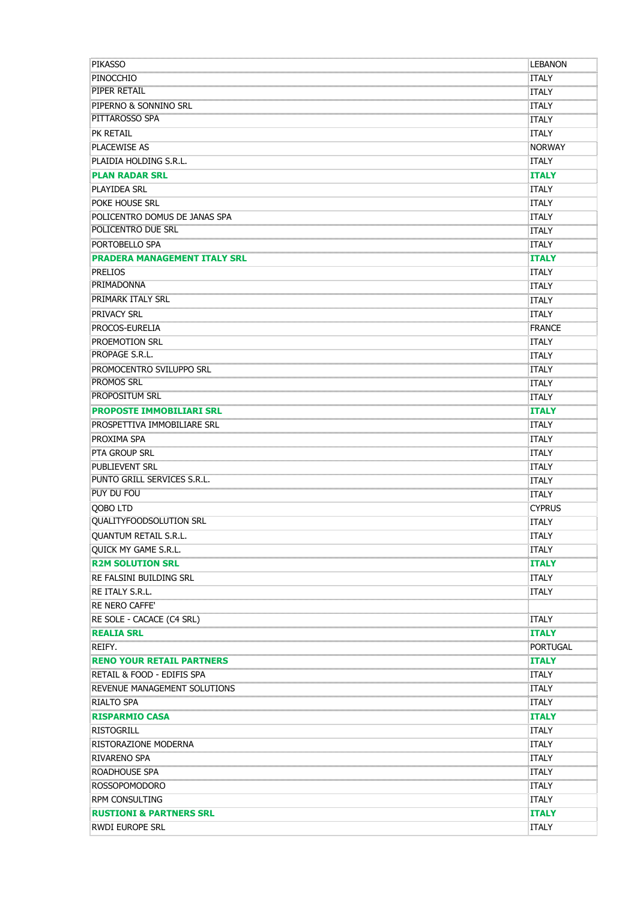| | |
|---|---|
| PIKASSO | LEBANON |
| PINOCCHIO | ITALY |
| PIPER RETAIL | ITALY |
| PIPERNO & SONNINO SRL | ITALY |
| PITTAROSSO SPA | ITALY |
| PK RETAIL | ITALY |
| PLACEWISE AS | NORWAY |
| PLAIDIA HOLDING S.R.L. | ITALY |
| **PLAN RADAR SRL** | **ITALY** |
| PLAYIDEA SRL | ITALY |
| POKE HOUSE SRL | ITALY |
| POLICENTRO DOMUS DE JANAS SPA | ITALY |
| POLICENTRO DUE SRL | ITALY |
| PORTOBELLO SPA | ITALY |
| **PRADERA MANAGEMENT ITALY SRL** | **ITALY** |
| PRELIOS | ITALY |
| PRIMADONNA | ITALY |
| PRIMARK ITALY SRL | ITALY |
| PRIVACY SRL | ITALY |
| PROCOS-EURELIA | FRANCE |
| PROEMOTION SRL | ITALY |
| PROPAGE S.R.L. | ITALY |
| PROMOCENTRO SVILUPPO SRL | ITALY |
| PROMOS SRL | ITALY |
| PROPOSITUM SRL | ITALY |
| **PROPOSTE IMMOBILIARI SRL** | **ITALY** |
| PROSPETTIVA IMMOBILIARE SRL | ITALY |
| PROXIMA SPA | ITALY |
| PTA GROUP SRL | ITALY |
| PUBLIEVENT SRL | ITALY |
| PUNTO GRILL SERVICES S.R.L. | ITALY |
| PUY DU FOU | ITALY |
| QOBO LTD | CYPRUS |
| QUALITYFOODSOLUTION SRL | ITALY |
| QUANTUM RETAIL S.R.L. | ITALY |
| QUICK MY GAME S.R.L. | ITALY |
| **R2M SOLUTION SRL** | **ITALY** |
| RE FALSINI BUILDING SRL | ITALY |
| RE ITALY S.R.L. | ITALY |
| RE NERO CAFFE' | |
| RE SOLE - CACACE (C4 SRL) | ITALY |
| **REALIA SRL** | **ITALY** |
| REIFY. | PORTUGAL |
| **RENO YOUR RETAIL PARTNERS** | **ITALY** |
| RETAIL & FOOD - EDIFIS SPA | ITALY |
| REVENUE MANAGEMENT SOLUTIONS | ITALY |
| RIALTO SPA | ITALY |
| **RISPARMIO CASA** | **ITALY** |
| RISTOGRILL | ITALY |
| RISTORAZIONE MODERNA | ITALY |
| RIVARENO SPA | ITALY |
| ROADHOUSE SPA | ITALY |
| ROSSOPOMODORO | ITALY |
| RPM CONSULTING | ITALY |
| **RUSTIONI & PARTNERS SRL** | **ITALY** |
| RWDI EUROPE SRL | ITALY |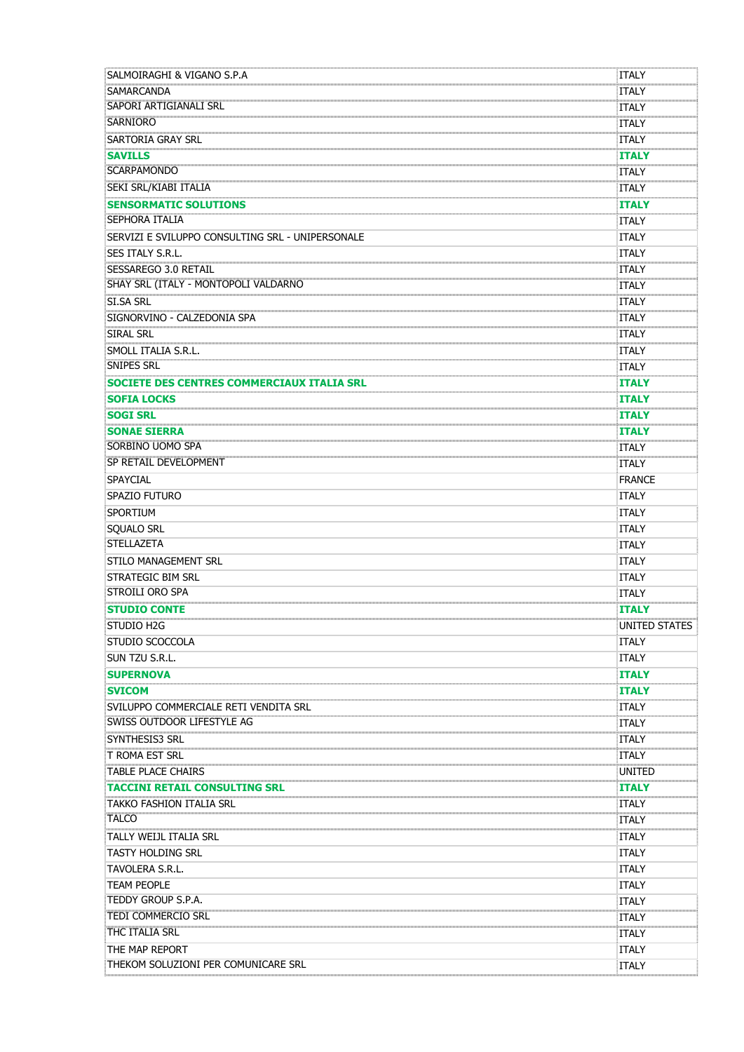| | |
|---|---|
| SALMOIRAGHI & VIGANO S.P.A | ITALY |
| SAMARCANDA | ITALY |
| SAPORI ARTIGIANALI SRL | ITALY |
| SARNIORO | ITALY |
| SARTORIA GRAY SRL | ITALY |
| **SAVILLS** | **ITALY** |
| SCARPAMONDO | ITALY |
| SEKI SRL/KIABI ITALIA | ITALY |
| **SENSORMATIC SOLUTIONS** | **ITALY** |
| SEPHORA ITALIA | ITALY |
| SERVIZI E SVILUPPO CONSULTING SRL - UNIPERSONALE | ITALY |
| SES ITALY S.R.L. | ITALY |
| SESSAREGO 3.0 RETAIL | ITALY |
| SHAY SRL (ITALY - MONTOPOLI VALDARNO | ITALY |
| SI.SA SRL | ITALY |
| SIGNORVINO - CALZEDONIA SPA | ITALY |
| SIRAL SRL | ITALY |
| SMOLL ITALIA S.R.L. | ITALY |
| SNIPES SRL | ITALY |
| **SOCIETE DES CENTRES COMMERCIAUX ITALIA SRL** | **ITALY** |
| **SOFIA LOCKS** | **ITALY** |
| **SOGI SRL** | **ITALY** |
| **SONAE SIERRA** | **ITALY** |
| SORBINO UOMO SPA | ITALY |
| SP RETAIL DEVELOPMENT | ITALY |
| SPAYCIAL | FRANCE |
| SPAZIO FUTURO | ITALY |
| SPORTIUM | ITALY |
| SQUALO SRL | ITALY |
| STELLAZETA | ITALY |
| STILO MANAGEMENT SRL | ITALY |
| STRATEGIC BIM SRL | ITALY |
| STROILI ORO SPA | ITALY |
| **STUDIO CONTE** | **ITALY** |
| STUDIO H2G | UNITED STATES |
| STUDIO SCOCCOLA | ITALY |
| SUN TZU S.R.L. | ITALY |
| **SUPERNOVA** | **ITALY** |
| **SVICOM** | **ITALY** |
| SVILUPPO COMMERCIALE RETI VENDITA SRL | ITALY |
| SWISS OUTDOOR LIFESTYLE AG | ITALY |
| SYNTHESIS3 SRL | ITALY |
| T ROMA EST SRL | ITALY |
| TABLE PLACE CHAIRS | UNITED |
| **TACCINI RETAIL CONSULTING SRL** | **ITALY** |
| TAKKO FASHION ITALIA SRL | ITALY |
| TALCO | ITALY |
| TALLY WEIJL ITALIA SRL | ITALY |
| TASTY HOLDING SRL | ITALY |
| TAVOLERA S.R.L. | ITALY |
| TEAM PEOPLE | ITALY |
| TEDDY GROUP S.P.A. | ITALY |
| TEDI COMMERCIO SRL | ITALY |
| THC ITALIA SRL | ITALY |
| THE MAP REPORT | ITALY |
| THEKOM SOLUZIONI PER COMUNICARE SRL | ITALY |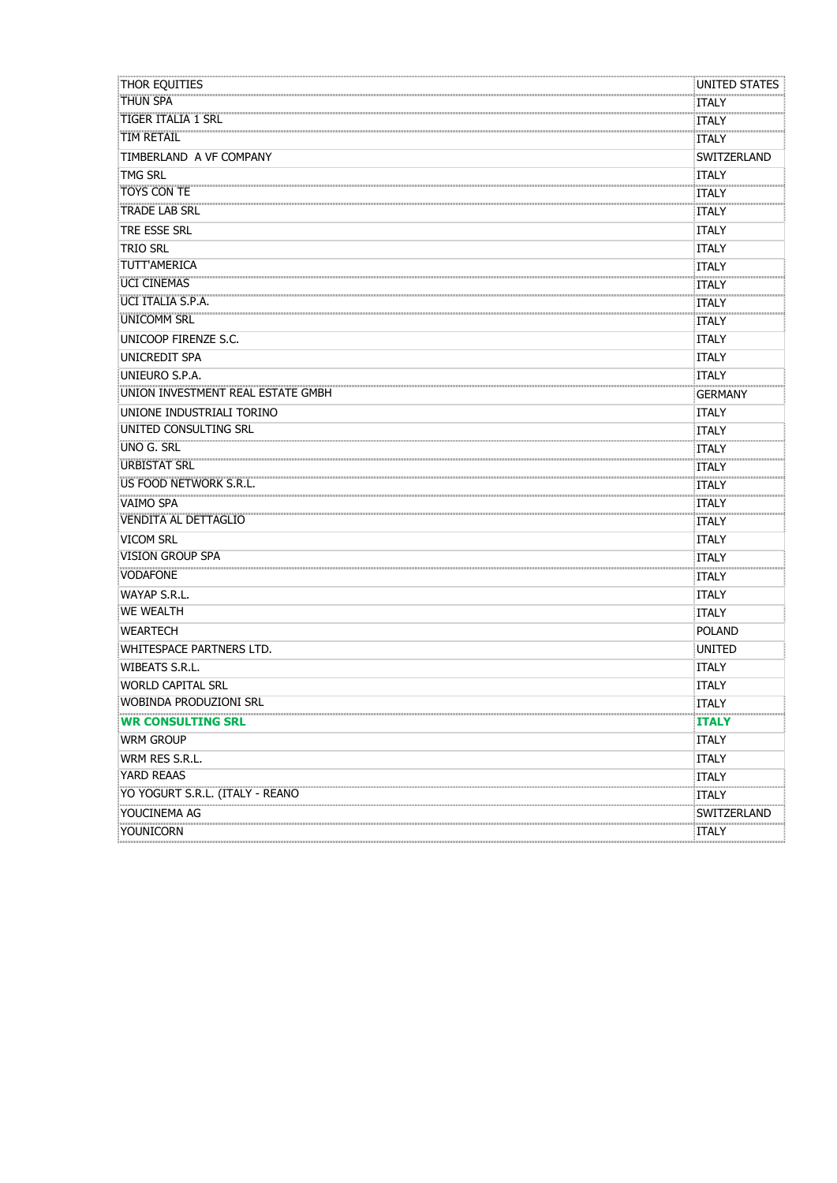| | |
|---|---|
| THOR EQUITIES | UNITED STATES |
| THUN SPA | ITALY |
| TIGER ITALIA 1 SRL | ITALY |
| TIM RETAIL | ITALY |
| TIMBERLAND A VF COMPANY | SWITZERLAND |
| TMG SRL | ITALY |
| TOYS CON TE | ITALY |
| TRADE LAB SRL | ITALY |
| TRE ESSE SRL | ITALY |
| TRIO SRL | ITALY |
| TUTT'AMERICA | ITALY |
| UCI CINEMAS | ITALY |
| UCI ITALIA S.P.A. | ITALY |
| UNICOMM SRL | ITALY |
| UNICOOP FIRENZE S.C. | ITALY |
| UNICREDIT SPA | ITALY |
| UNIEURO S.P.A. | ITALY |
| UNION INVESTMENT REAL ESTATE GMBH | GERMANY |
| UNIONE INDUSTRIALI TORINO | ITALY |
| UNITED CONSULTING SRL | ITALY |
| UNO G. SRL | ITALY |
| URBISTAT SRL | ITALY |
| US FOOD NETWORK S.R.L. | ITALY |
| VAIMO SPA | ITALY |
| VENDITA AL DETTAGLIO | ITALY |
| VICOM SRL | ITALY |
| VISION GROUP SPA | ITALY |
| VODAFONE | ITALY |
| WAYAP S.R.L. | ITALY |
| WE WEALTH | ITALY |
| WEARTECH | POLAND |
| WHITESPACE PARTNERS LTD. | UNITED |
| WIBEATS S.R.L. | ITALY |
| WORLD CAPITAL SRL | ITALY |
| WOBINDA PRODUZIONI SRL | ITALY |
| **WR CONSULTING SRL** | **ITALY** |
| WRM GROUP | ITALY |
| WRM RES S.R.L. | ITALY |
| YARD REAAS | ITALY |
| YO YOGURT S.R.L. (ITALY - REANO | ITALY |
| YOUCINEMA AG | SWITZERLAND |
| YOUNICORN | ITALY |